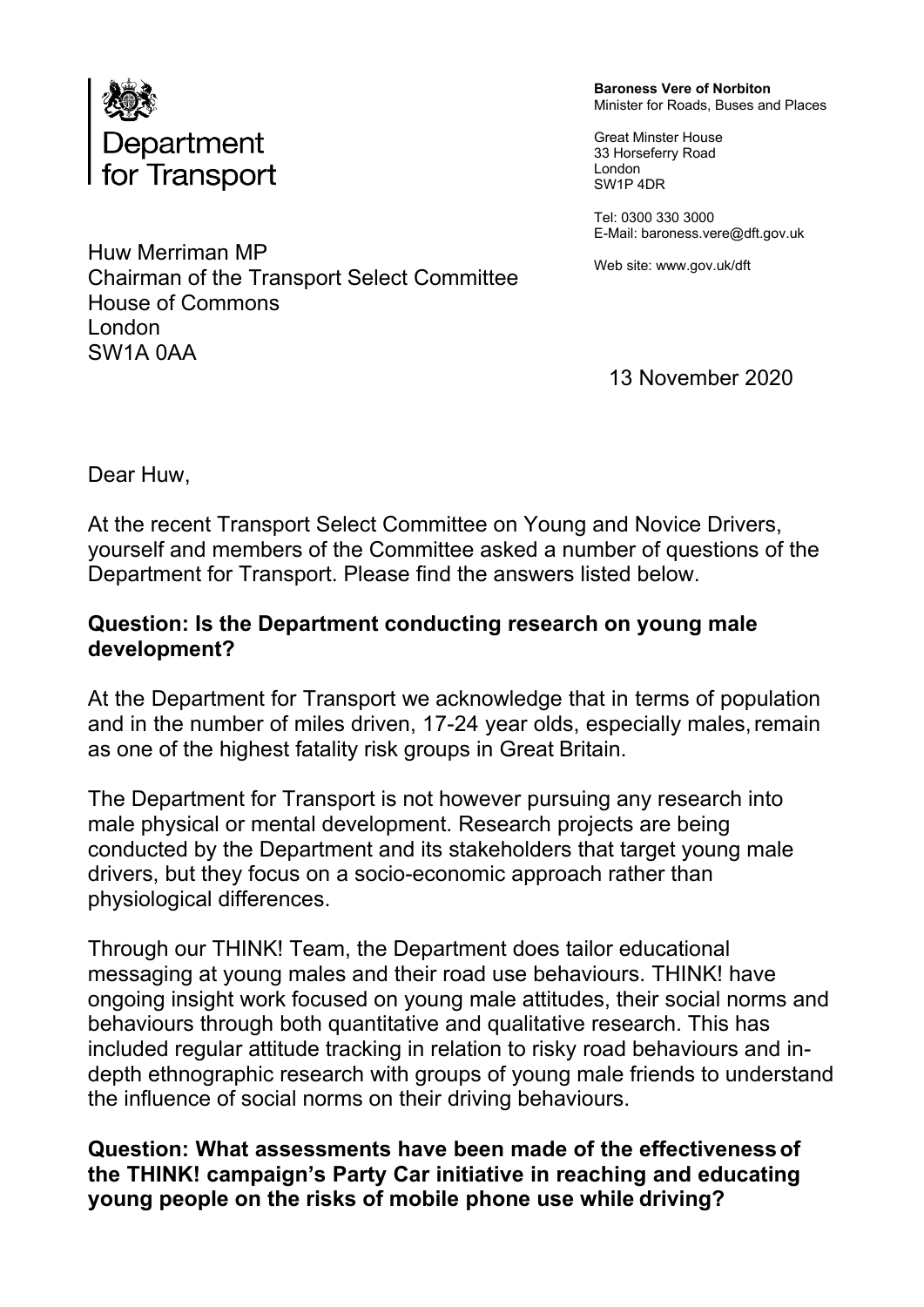Department for Transport

**Baroness Vere of Norbiton**
Minister for Roads, Buses and Places

Great Minster House
33 Horseferry Road
London
SW1P 4DR

Tel: 0300 330 3000
E-Mail: baroness.vere@dft.gov.uk

Web site: www.gov.uk/dft

Huw Merriman MP
Chairman of the Transport Select Committee
House of Commons
London
SW1A 0AA

13 November 2020

Dear Huw,

At the recent Transport Select Committee on Young and Novice Drivers, yourself and members of the Committee asked a number of questions of the Department for Transport. Please find the answers listed below.

**Question: Is the Department conducting research on young male development?**

At the Department for Transport we acknowledge that in terms of population and in the number of miles driven, 17-24 year olds, especially males, remain as one of the highest fatality risk groups in Great Britain.

The Department for Transport is not however pursuing any research into male physical or mental development. Research projects are being conducted by the Department and its stakeholders that target young male drivers, but they focus on a socio-economic approach rather than physiological differences.

Through our THINK! Team, the Department does tailor educational messaging at young males and their road use behaviours. THINK! have ongoing insight work focused on young male attitudes, their social norms and behaviours through both quantitative and qualitative research. This has included regular attitude tracking in relation to risky road behaviours and in-depth ethnographic research with groups of young male friends to understand the influence of social norms on their driving behaviours.

**Question: What assessments have been made of the effectiveness of the THINK! campaign's Party Car initiative in reaching and educating young people on the risks of mobile phone use while driving?**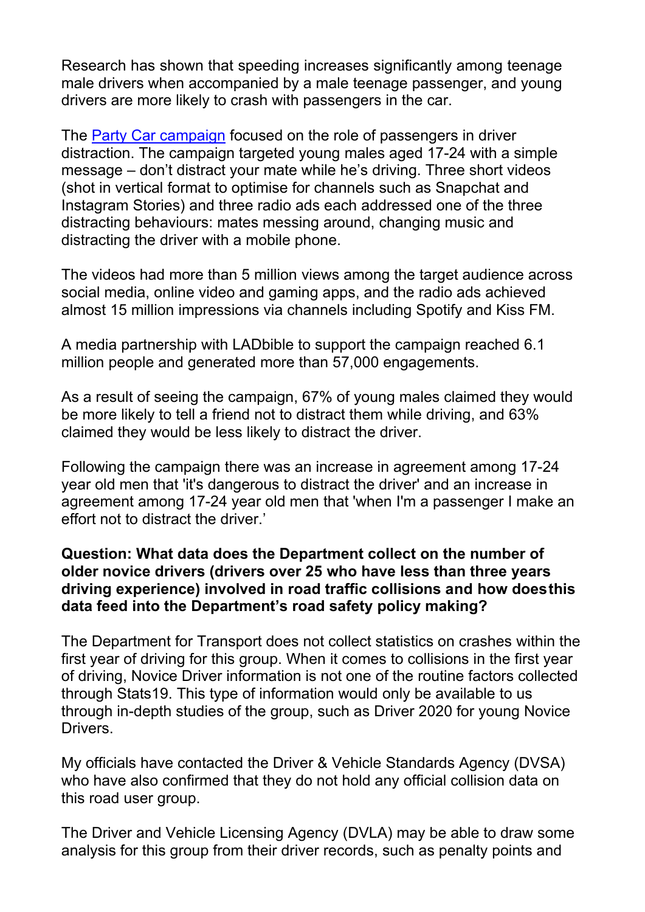Research has shown that speeding increases significantly among teenage male drivers when accompanied by a male teenage passenger, and young drivers are more likely to crash with passengers in the car.

The Party Car campaign focused on the role of passengers in driver distraction. The campaign targeted young males aged 17-24 with a simple message – don't distract your mate while he's driving. Three short videos (shot in vertical format to optimise for channels such as Snapchat and Instagram Stories) and three radio ads each addressed one of the three distracting behaviours: mates messing around, changing music and distracting the driver with a mobile phone.

The videos had more than 5 million views among the target audience across social media, online video and gaming apps, and the radio ads achieved almost 15 million impressions via channels including Spotify and Kiss FM.

A media partnership with LADbible to support the campaign reached 6.1 million people and generated more than 57,000 engagements.

As a result of seeing the campaign, 67% of young males claimed they would be more likely to tell a friend not to distract them while driving, and 63% claimed they would be less likely to distract the driver.

Following the campaign there was an increase in agreement among 17-24 year old men that 'it's dangerous to distract the driver' and an increase in agreement among 17-24 year old men that 'when I'm a passenger I make an effort not to distract the driver.'

**Question: What data does the Department collect on the number of older novice drivers (drivers over 25 who have less than three years driving experience) involved in road traffic collisions and how doesthis data feed into the Department's road safety policy making?**

The Department for Transport does not collect statistics on crashes within the first year of driving for this group. When it comes to collisions in the first year of driving, Novice Driver information is not one of the routine factors collected through Stats19. This type of information would only be available to us through in-depth studies of the group, such as Driver 2020 for young Novice Drivers.

My officials have contacted the Driver & Vehicle Standards Agency (DVSA) who have also confirmed that they do not hold any official collision data on this road user group.

The Driver and Vehicle Licensing Agency (DVLA) may be able to draw some analysis for this group from their driver records, such as penalty points and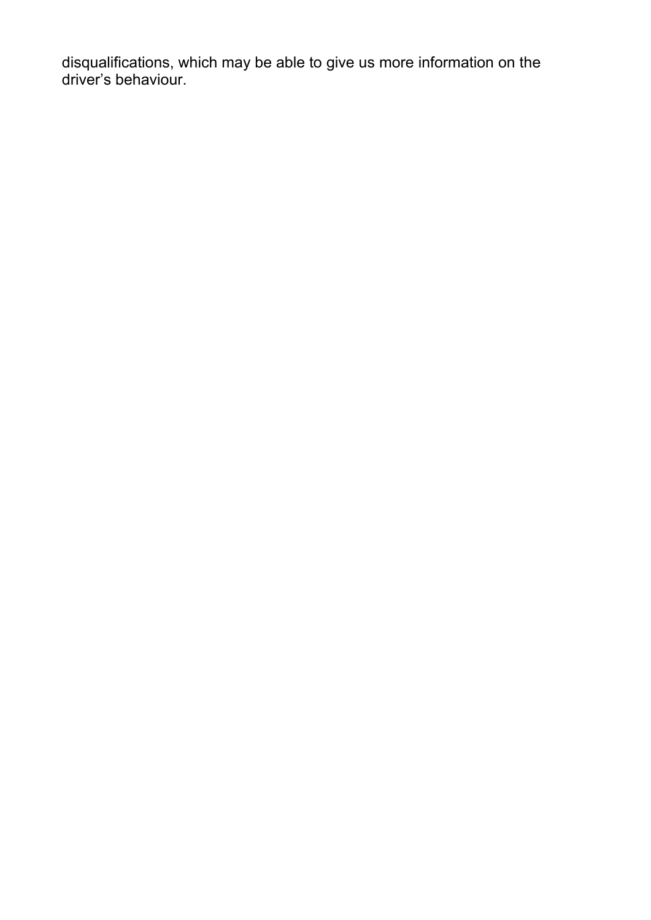disqualifications, which may be able to give us more information on the driver's behaviour.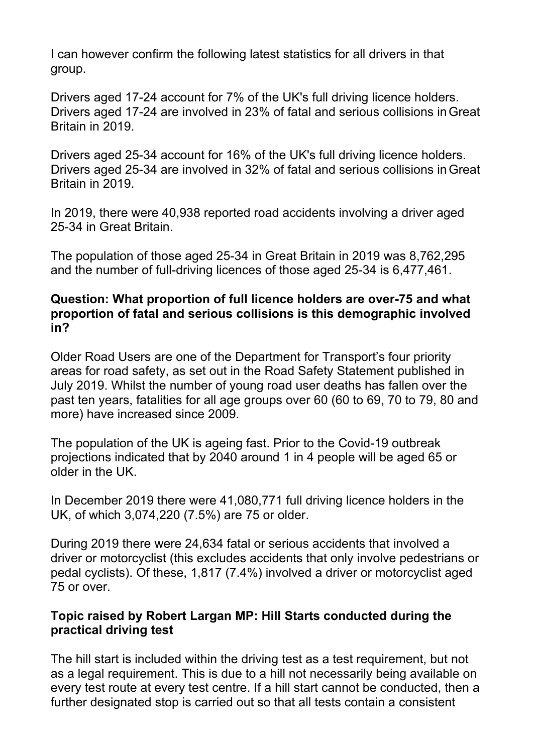I can however confirm the following latest statistics for all drivers in that group.

Drivers aged 17-24 account for 7% of the UK's full driving licence holders. Drivers aged 17-24 are involved in 23% of fatal and serious collisions in Great Britain in 2019.

Drivers aged 25-34 account for 16% of the UK's full driving licence holders. Drivers aged 25-34 are involved in 32% of fatal and serious collisions in Great Britain in 2019.

In 2019, there were 40,938 reported road accidents involving a driver aged 25-34 in Great Britain.

The population of those aged 25-34 in Great Britain in 2019 was 8,762,295 and the number of full-driving licences of those aged 25-34 is 6,477,461.

**Question: What proportion of full licence holders are over-75 and what proportion of fatal and serious collisions is this demographic involved in?**

Older Road Users are one of the Department for Transport's four priority areas for road safety, as set out in the Road Safety Statement published in July 2019. Whilst the number of young road user deaths has fallen over the past ten years, fatalities for all age groups over 60 (60 to 69, 70 to 79, 80 and more) have increased since 2009.

The population of the UK is ageing fast. Prior to the Covid-19 outbreak projections indicated that by 2040 around 1 in 4 people will be aged 65 or older in the UK.

In December 2019 there were 41,080,771 full driving licence holders in the UK, of which 3,074,220 (7.5%) are 75 or older.

During 2019 there were 24,634 fatal or serious accidents that involved a driver or motorcyclist (this excludes accidents that only involve pedestrians or pedal cyclists). Of these, 1,817 (7.4%) involved a driver or motorcyclist aged 75 or over.

**Topic raised by Robert Largan MP: Hill Starts conducted during the practical driving test**

The hill start is included within the driving test as a test requirement, but not as a legal requirement. This is due to a hill not necessarily being available on every test route at every test centre. If a hill start cannot be conducted, then a further designated stop is carried out so that all tests contain a consistent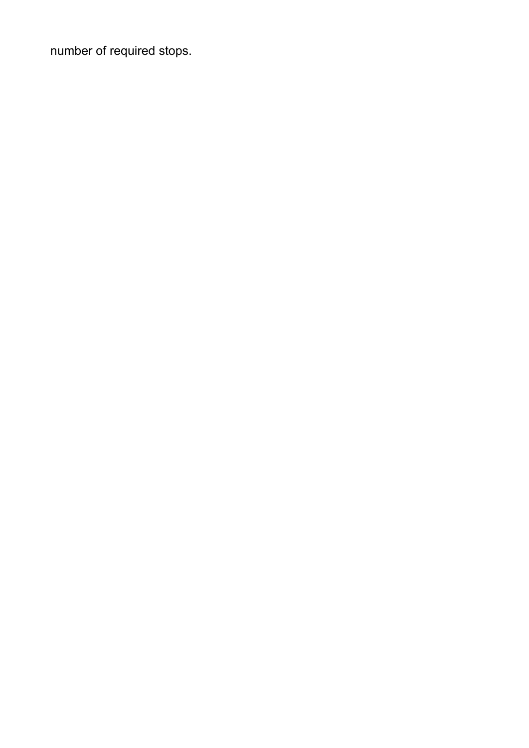number of required stops.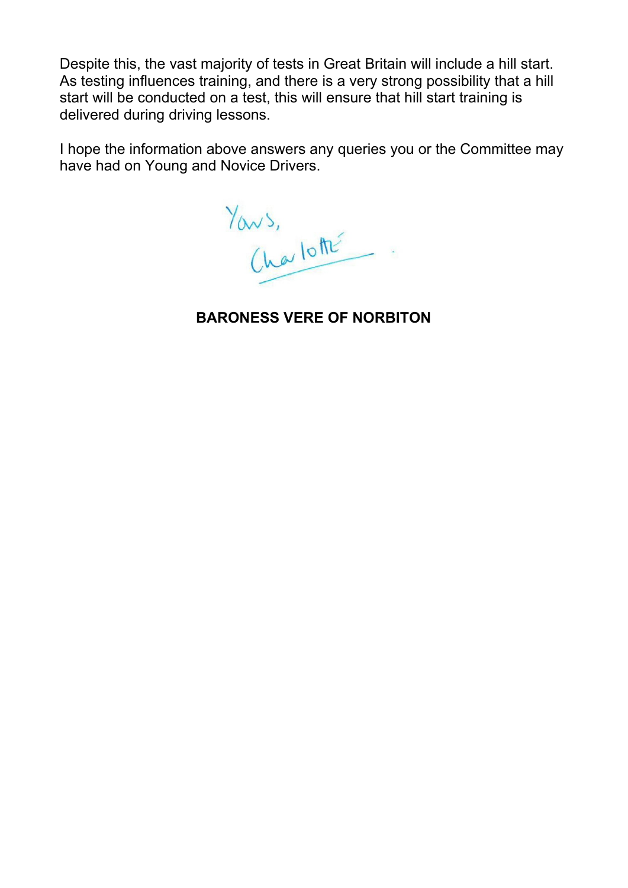Despite this, the vast majority of tests in Great Britain will include a hill start. As testing influences training, and there is a very strong possibility that a hill start will be conducted on a test, this will ensure that hill start training is delivered during driving lessons.

I hope the information above answers any queries you or the Committee may have had on Young and Novice Drivers.

Yours,
Charlotte

**BARONESS VERE OF NORBITON**